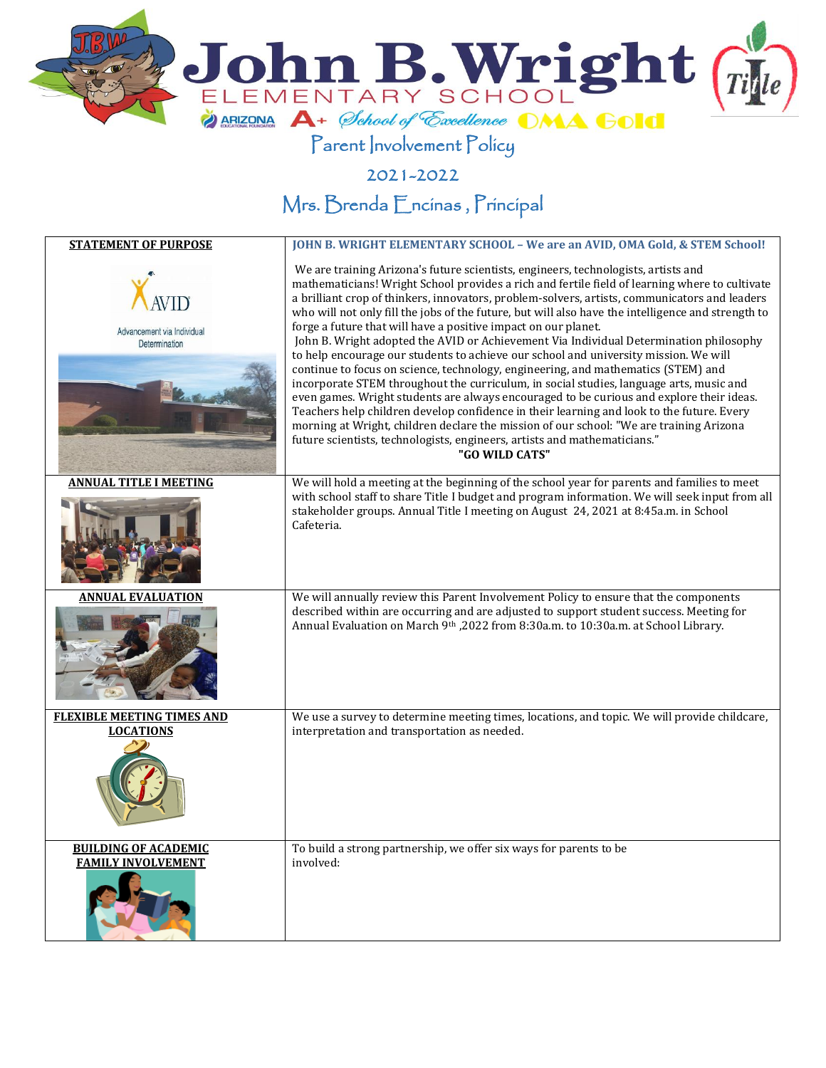# John B. Wright

ELEMENTARY SCHOOL

ARIZONA A+ School of Excellence OMA Gold

## Parent Involvement Policy

2021-2022

Mrs. Brenda Encinas, Principal

| **STATEMENT OF PURPOSE** | **JOHN B. WRIGHT ELEMENTARY SCHOOL – We are an AVID, OMA Gold, & STEM School!** |
|---|---|
| AVID Advancement via Individual Determination | We are training Arizona's future scientists, engineers, technologists, artists and mathematicians! Wright School provides a rich and fertile field of learning where to cultivate a brilliant crop of thinkers, innovators, problem-solvers, artists, communicators and leaders who will not only fill the jobs of the future, but will also have the intelligence and strength to forge a future that will have a positive impact on our planet. John B. Wright adopted the AVID or Achievement Via Individual Determination philosophy to help encourage our students to achieve our school and university mission. We will continue to focus on science, technology, engineering, and mathematics (STEM) and incorporate STEM throughout the curriculum, in social studies, language arts, music and even games. Wright students are always encouraged to be curious and explore their ideas. Teachers help children develop confidence in their learning and look to the future. Every morning at Wright, children declare the mission of our school: "We are training Arizona future scientists, technologists, engineers, artists and mathematicians." **"GO WILD CATS"** |
| **ANNUAL TITLE I MEETING** | We will hold a meeting at the beginning of the school year for parents and families to meet with school staff to share Title I budget and program information. We will seek input from all stakeholder groups. Annual Title I meeting on August 24, 2021 at 8:45a.m. in School Cafeteria. |
| **ANNUAL EVALUATION** | We will annually review this Parent Involvement Policy to ensure that the components described within are occurring and are adjusted to support student success. Meeting for Annual Evaluation on March 9th ,2022 from 8:30a.m. to 10:30a.m. at School Library. |
| **FLEXIBLE MEETING TIMES AND LOCATIONS** | We use a survey to determine meeting times, locations, and topic. We will provide childcare, interpretation and transportation as needed. |
| **BUILDING OF ACADEMIC FAMILY INVOLVEMENT** | To build a strong partnership, we offer six ways for parents to be involved: |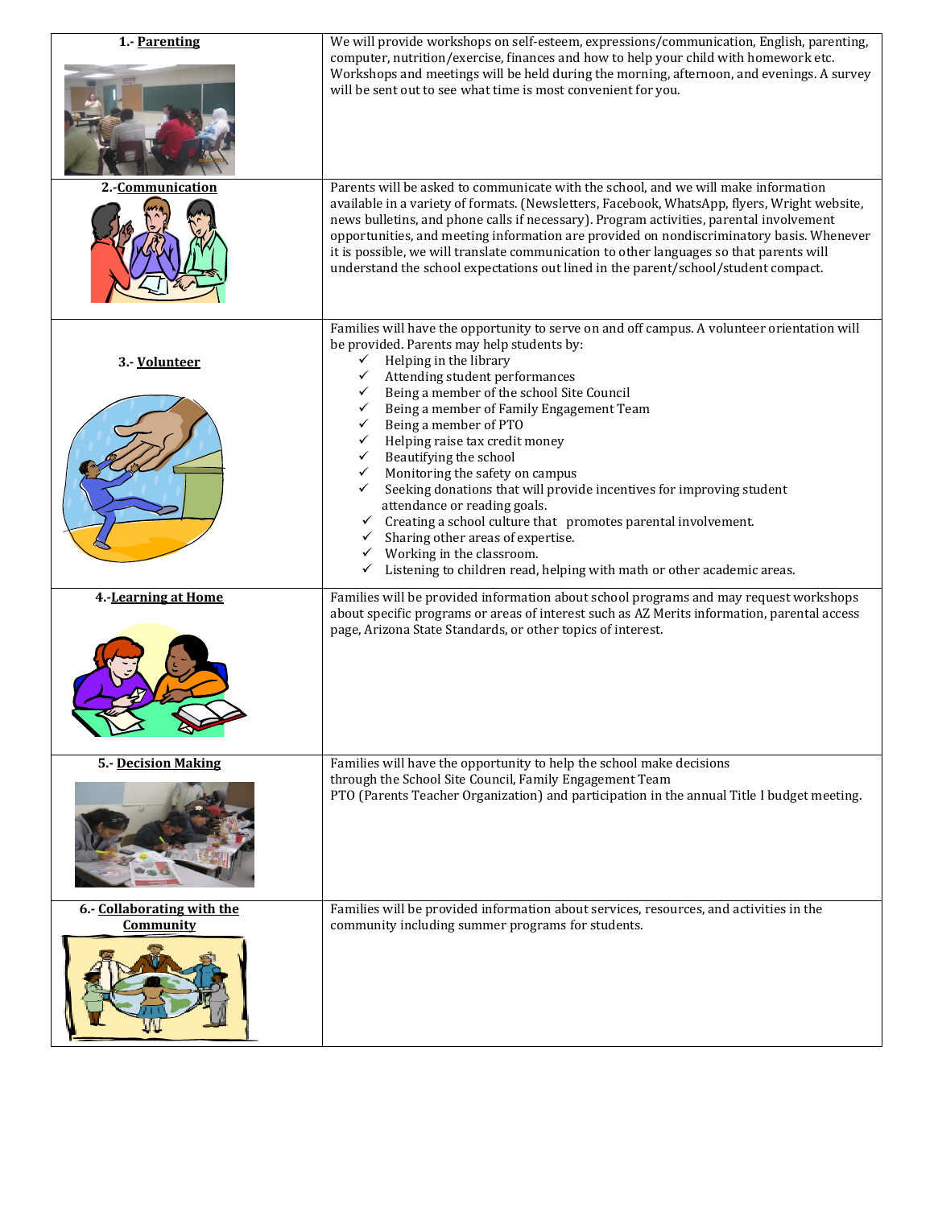| | |
|---|---|
| **1.- Parenting** | We will provide workshops on self-esteem, expressions/communication, English, parenting, computer, nutrition/exercise, finances and how to help your child with homework etc. Workshops and meetings will be held during the morning, afternoon, and evenings. A survey will be sent out to see what time is most convenient for you. |
| **2.-Communication** | Parents will be asked to communicate with the school, and we will make information available in a variety of formats. (Newsletters, Facebook, WhatsApp, flyers, Wright website, news bulletins, and phone calls if necessary). Program activities, parental involvement opportunities, and meeting information are provided on nondiscriminatory basis. Whenever it is possible, we will translate communication to other languages so that parents will understand the school expectations out lined in the parent/school/student compact. |
| **3.- Volunteer** | Families will have the opportunity to serve on and off campus. A volunteer orientation will be provided. Parents may help students by:<br>✓ Helping in the library<br>✓ Attending student performances<br>✓ Being a member of the school Site Council<br>✓ Being a member of Family Engagement Team<br>✓ Being a member of PTO<br>✓ Helping raise tax credit money<br>✓ Beautifying the school<br>✓ Monitoring the safety on campus<br>✓ Seeking donations that will provide incentives for improving student attendance or reading goals.<br>✓ Creating a school culture that promotes parental involvement.<br>✓ Sharing other areas of expertise.<br>✓ Working in the classroom.<br>✓ Listening to children read, helping with math or other academic areas. |
| **4.-Learning at Home** | Families will be provided information about school programs and may request workshops about specific programs or areas of interest such as AZ Merits information, parental access page, Arizona State Standards, or other topics of interest. |
| **5.- Decision Making** | Families will have the opportunity to help the school make decisions through the School Site Council, Family Engagement Team PTO (Parents Teacher Organization) and participation in the annual Title I budget meeting. |
| **6.- Collaborating with the Community** | Families will be provided information about services, resources, and activities in the community including summer programs for students. |